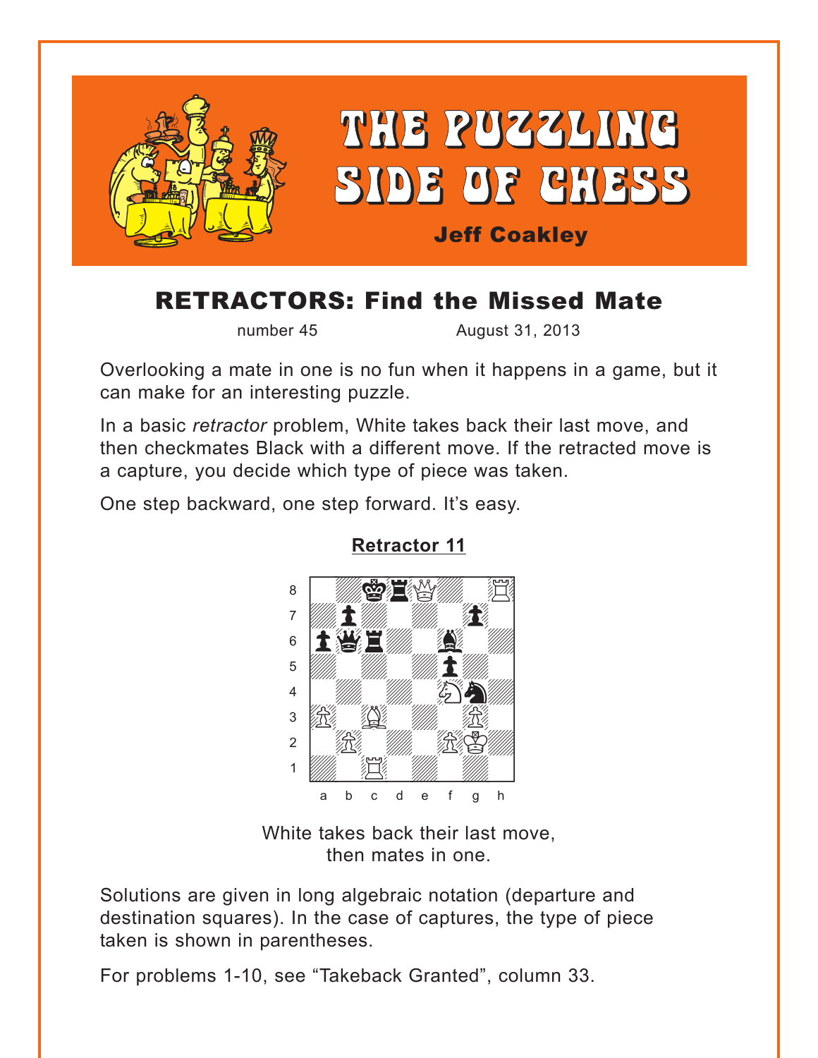# THE PUZZLING SIDE OF CHESS

**Jeff Coakley**

## RETRACTORS: Find the Missed Mate

number 45 August 31, 2013

Overlooking a mate in one is no fun when it happens in a game, but it can make for an interesting puzzle.

In a basic *retractor* problem, White takes back their last move, and then checkmates Black with a different move. If the retracted move is a capture, you decide which type of piece was taken.

One step backward, one step forward. It's easy.

**Retractor 11**

White takes back their last move, then mates in one.

Solutions are given in long algebraic notation (departure and destination squares). In the case of captures, the type of piece taken is shown in parentheses.

For problems 1-10, see "Takeback Granted", column 33.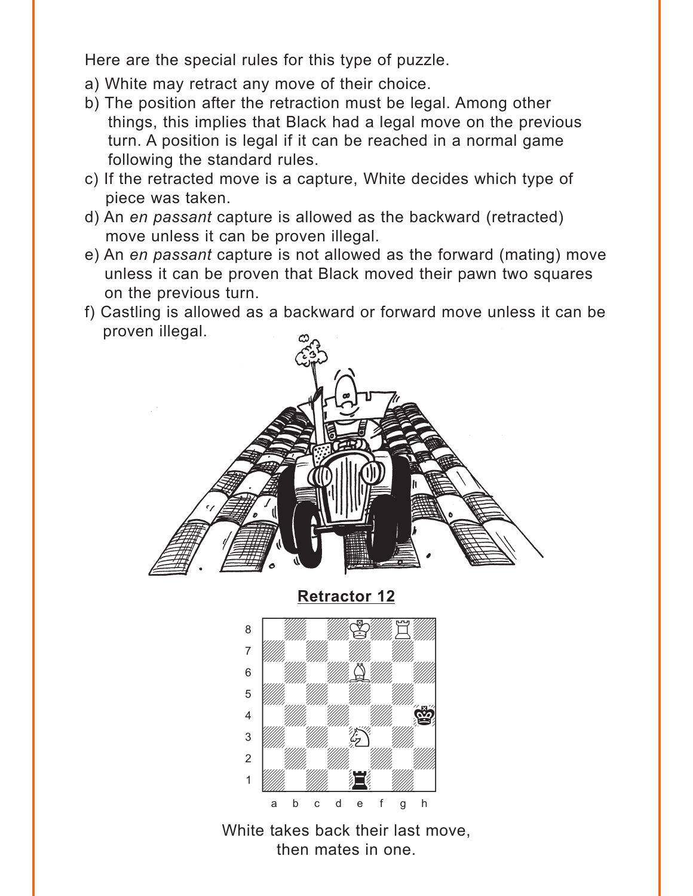Here are the special rules for this type of puzzle.

a) White may retract any move of their choice.
b) The position after the retraction must be legal. Among other things, this implies that Black had a legal move on the previous turn. A position is legal if it can be reached in a normal game following the standard rules.
c) If the retracted move is a capture, White decides which type of piece was taken.
d) An *en passant* capture is allowed as the backward (retracted) move unless it can be proven illegal.
e) An *en passant* capture is not allowed as the forward (mating) move unless it can be proven that Black moved their pawn two squares on the previous turn.
f) Castling is allowed as a backward or forward move unless it can be proven illegal.

**Retractor 12**

White takes back their last move, then mates in one.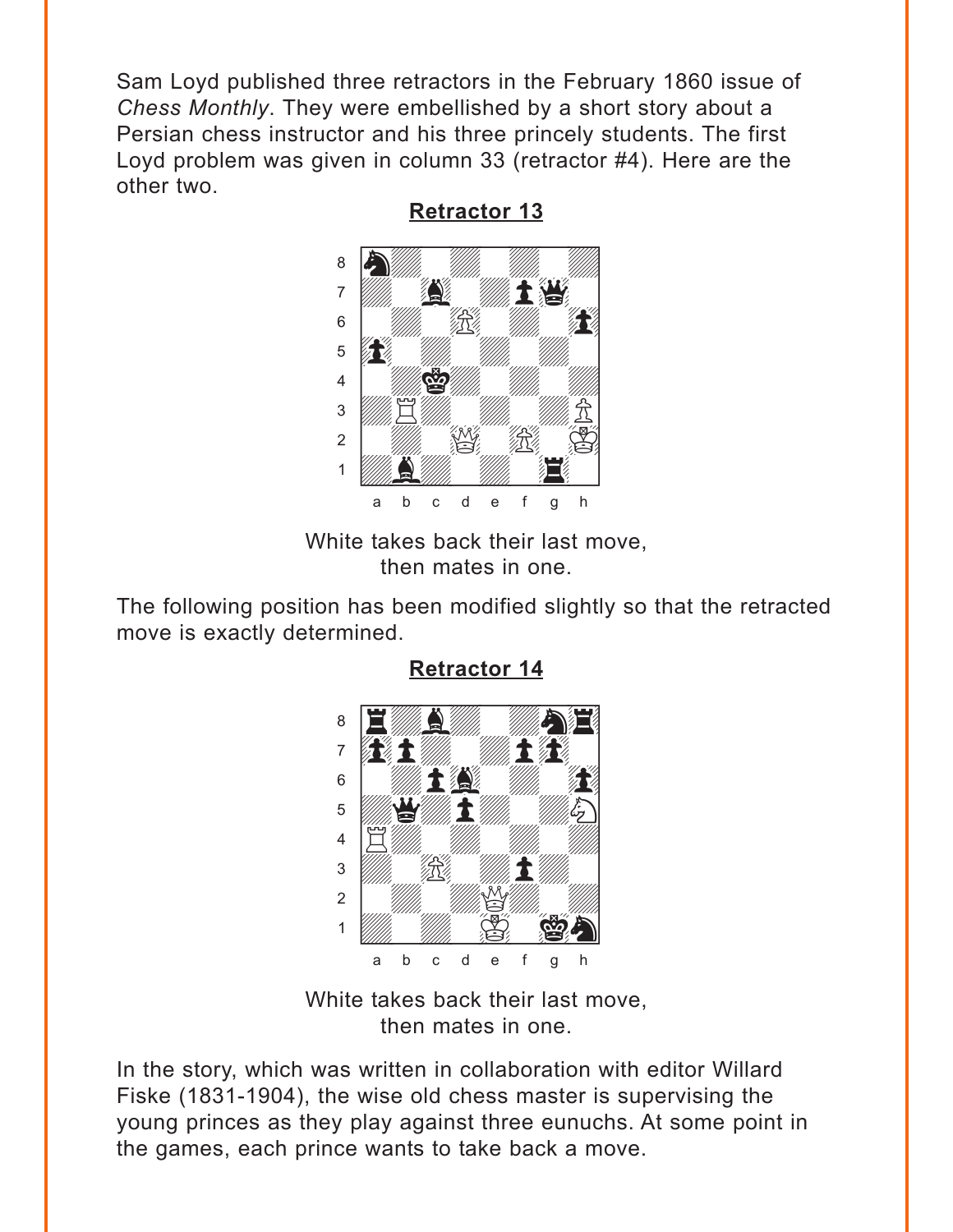Sam Loyd published three retractors in the February 1860 issue of *Chess Monthly*. They were embellished by a short story about a Persian chess instructor and his three princely students. The first Loyd problem was given in column 33 (retractor #4). Here are the other two.

**Retractor 13**

White takes back their last move, then mates in one.

The following position has been modified slightly so that the retracted move is exactly determined.

**Retractor 14**

White takes back their last move, then mates in one.

In the story, which was written in collaboration with editor Willard Fiske (1831-1904), the wise old chess master is supervising the young princes as they play against three eunuchs. At some point in the games, each prince wants to take back a move.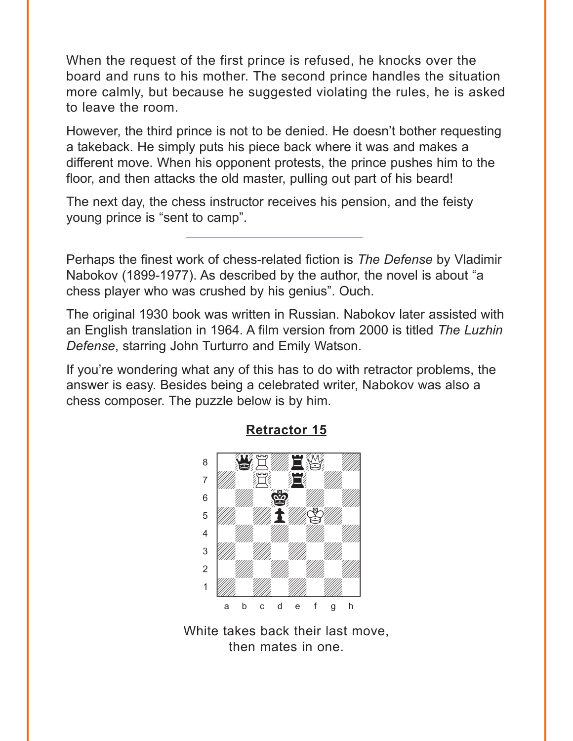When the request of the first prince is refused, he knocks over the board and runs to his mother. The second prince handles the situation more calmly, but because he suggested violating the rules, he is asked to leave the room.

However, the third prince is not to be denied. He doesn't bother requesting a takeback. He simply puts his piece back where it was and makes a different move. When his opponent protests, the prince pushes him to the floor, and then attacks the old master, pulling out part of his beard!

The next day, the chess instructor receives his pension, and the feisty young prince is "sent to camp".

---

Perhaps the finest work of chess-related fiction is *The Defense* by Vladimir Nabokov (1899-1977). As described by the author, the novel is about "a chess player who was crushed by his genius". Ouch.

The original 1930 book was written in Russian. Nabokov later assisted with an English translation in 1964. A film version from 2000 is titled *The Luzhin Defense*, starring John Turturro and Emily Watson.

If you're wondering what any of this has to do with retractor problems, the answer is easy. Besides being a celebrated writer, Nabokov was also a chess composer. The puzzle below is by him.

**Retractor 15**

White takes back their last move, then mates in one.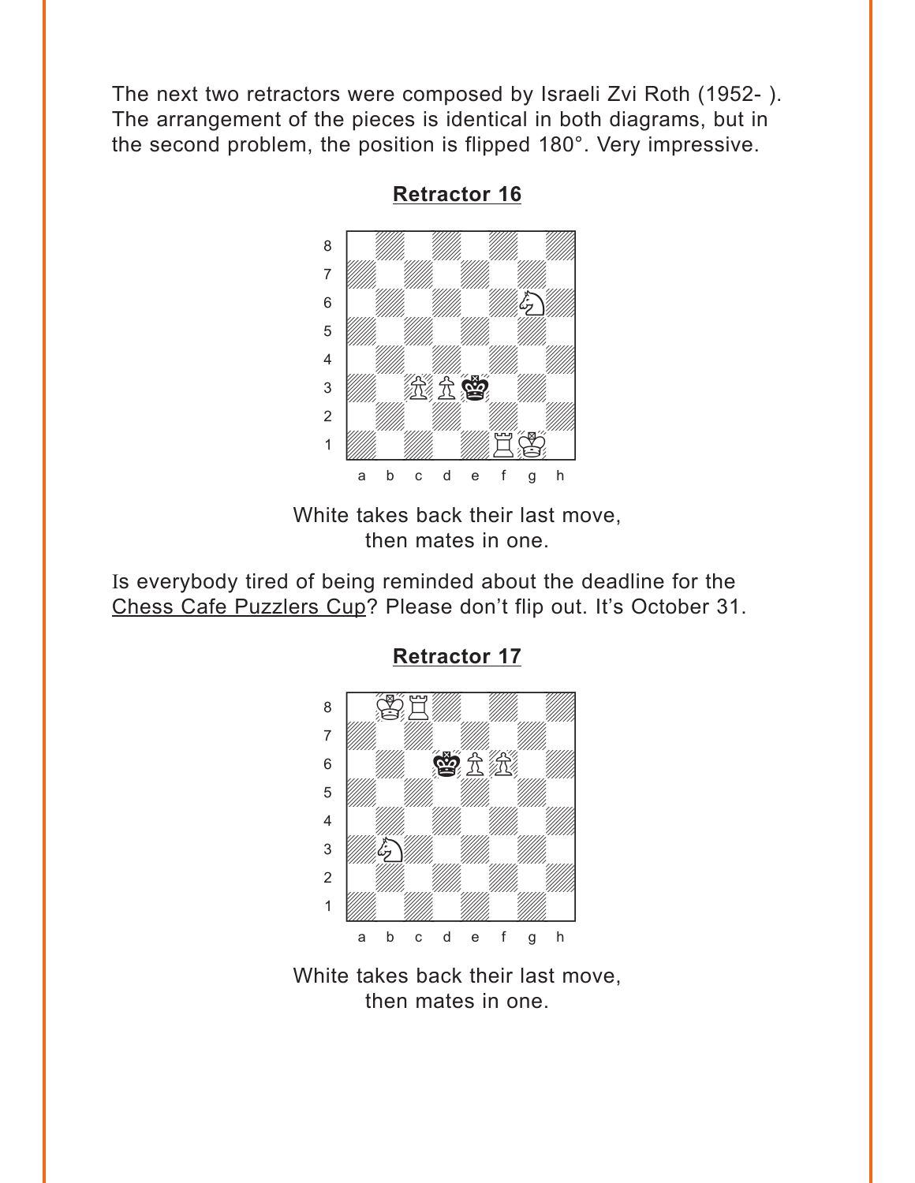The next two retractors were composed by Israeli Zvi Roth (1952- ). The arrangement of the pieces is identical in both diagrams, but in the second problem, the position is flipped 180°. Very impressive.

**Retractor 16**

White takes back their last move, then mates in one.

Is everybody tired of being reminded about the deadline for the Chess Cafe Puzzlers Cup? Please don't flip out. It's October 31.

**Retractor 17**

White takes back their last move, then mates in one.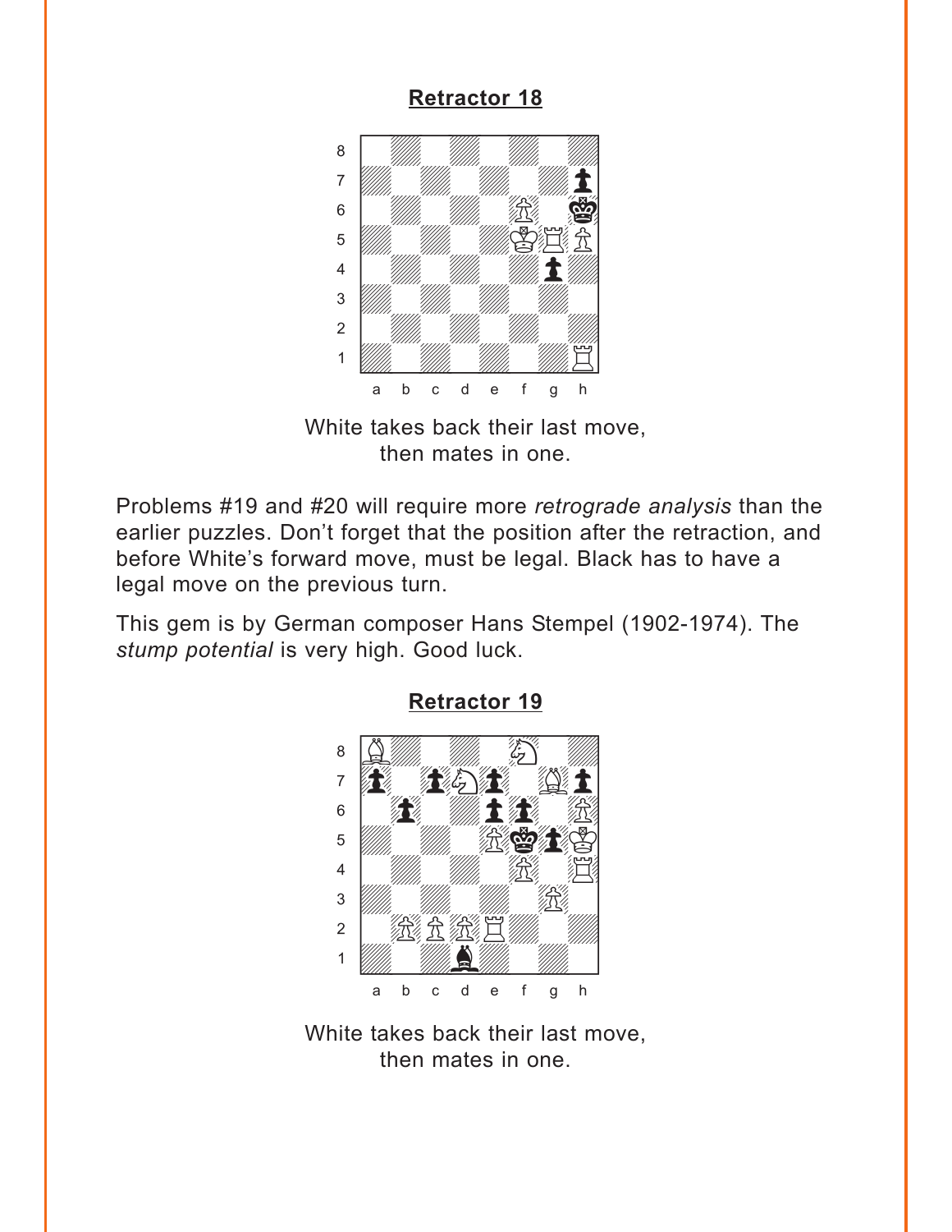**Retractor 18**

White takes back their last move,
then mates in one.

Problems #19 and #20 will require more *retrograde analysis* than the earlier puzzles. Don't forget that the position after the retraction, and before White's forward move, must be legal. Black has to have a legal move on the previous turn.

This gem is by German composer Hans Stempel (1902-1974). The *stump potential* is very high. Good luck.

**Retractor 19**

White takes back their last move,
then mates in one.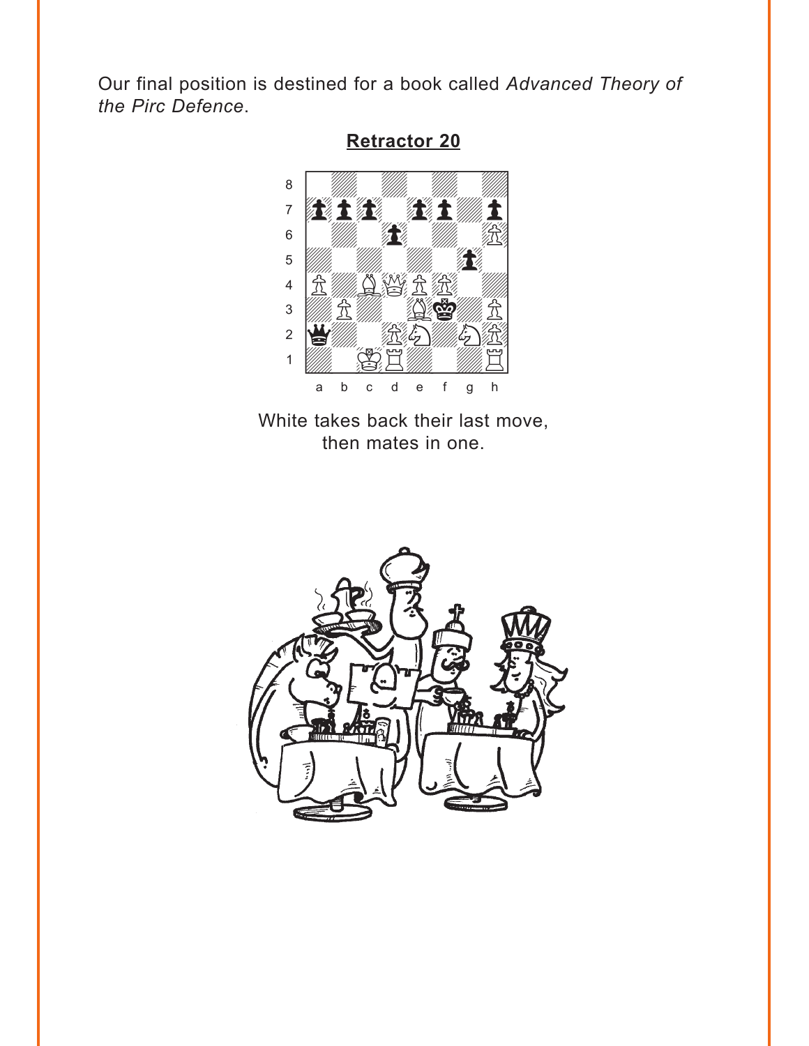Our final position is destined for a book called *Advanced Theory of the Pirc Defence*.

**Retractor 20**

White takes back their last move,
then mates in one.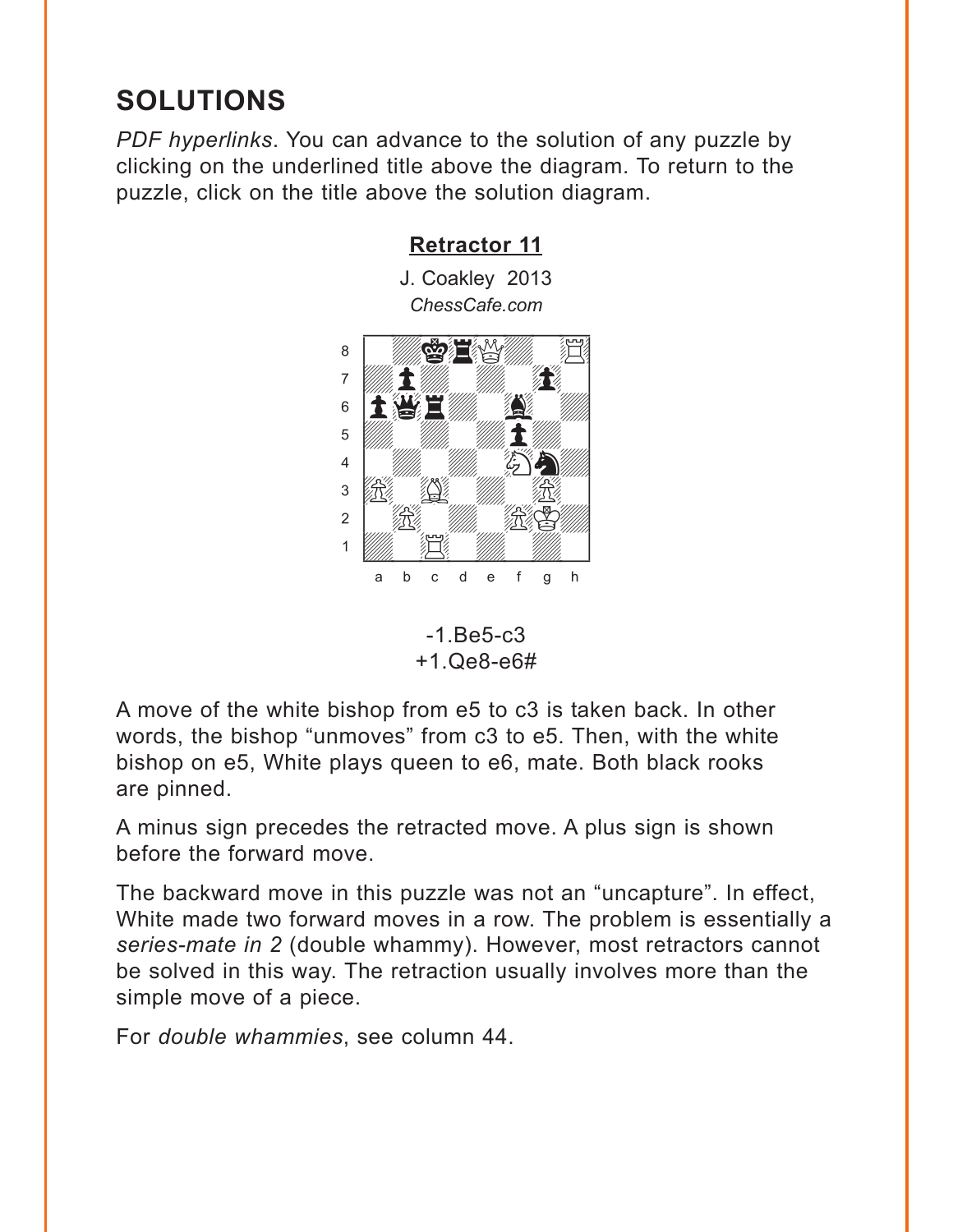# SOLUTIONS

*PDF hyperlinks*. You can advance to the solution of any puzzle by clicking on the underlined title above the diagram. To return to the puzzle, click on the title above the solution diagram.

### Retractor 11

J. Coakley 2013
*ChessCafe.com*

-1.Be5-c3
+1.Qe8-e6#

A move of the white bishop from e5 to c3 is taken back. In other words, the bishop "unmoves" from c3 to e5. Then, with the white bishop on e5, White plays queen to e6, mate. Both black rooks are pinned.

A minus sign precedes the retracted move. A plus sign is shown before the forward move.

The backward move in this puzzle was not an "uncapture". In effect, White made two forward moves in a row. The problem is essentially a *series-mate in 2* (double whammy). However, most retractors cannot be solved in this way. The retraction usually involves more than the simple move of a piece.

For *double whammies*, see column 44.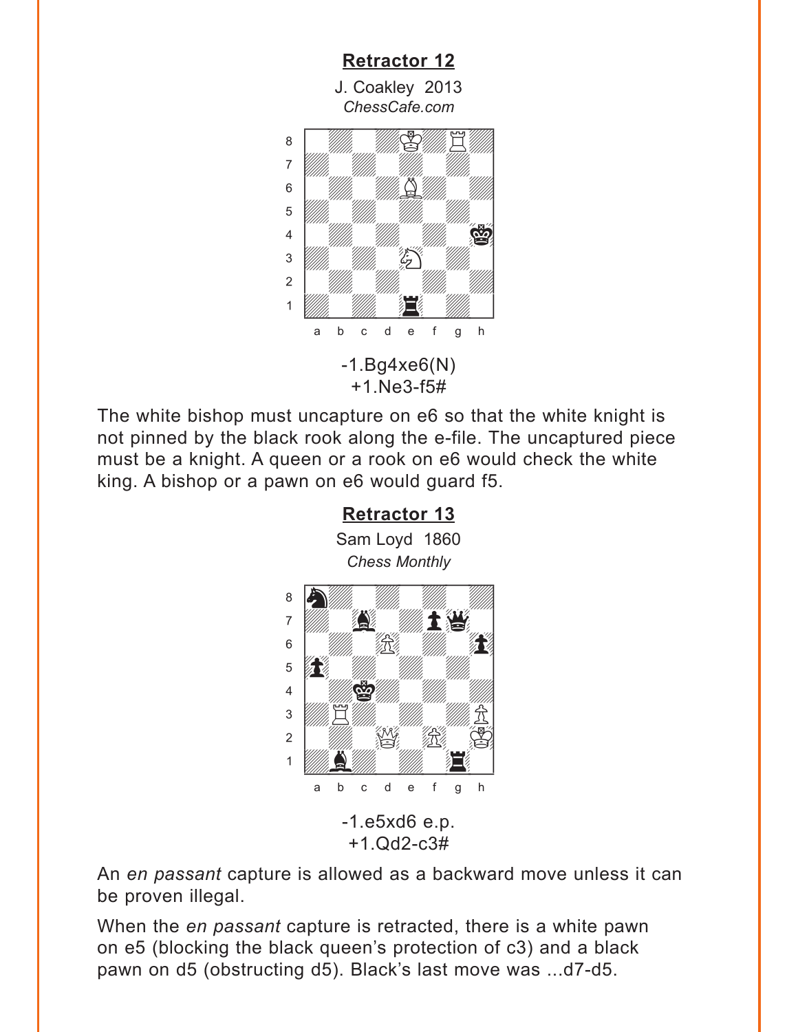## Retractor 12

J. Coakley 2013
*ChessCafe.com*

-1.Bg4xe6(N)
+1.Ne3-f5#

The white bishop must uncapture on e6 so that the white knight is not pinned by the black rook along the e-file. The uncaptured piece must be a knight. A queen or a rook on e6 would check the white king. A bishop or a pawn on e6 would guard f5.

## Retractor 13

Sam Loyd 1860
*Chess Monthly*

-1.e5xd6 e.p.
+1.Qd2-c3#

An *en passant* capture is allowed as a backward move unless it can be proven illegal.

When the *en passant* capture is retracted, there is a white pawn on e5 (blocking the black queen's protection of c3) and a black pawn on d5 (obstructing d5). Black's last move was ...d7-d5.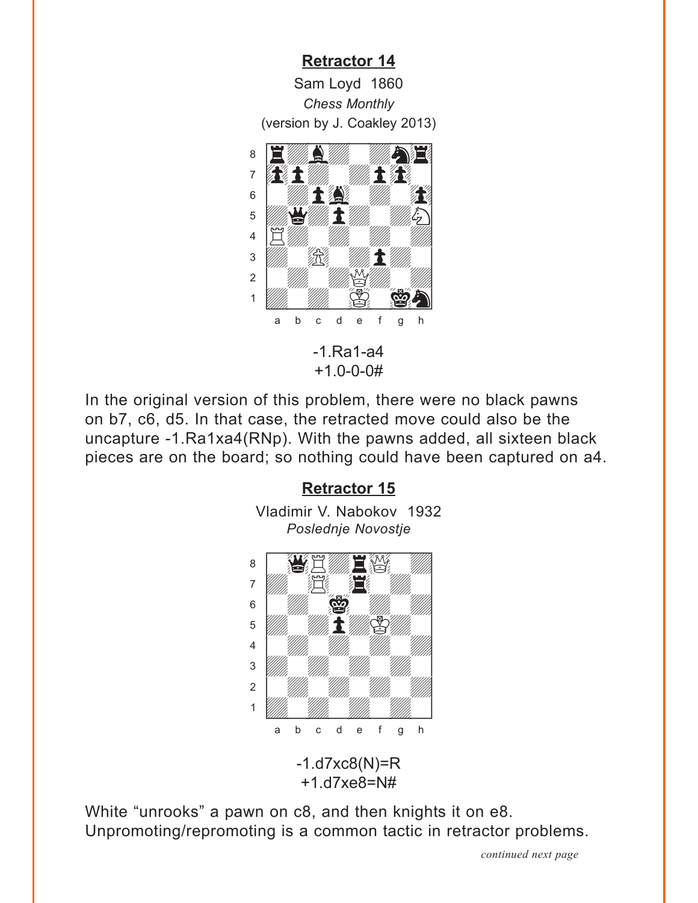## Retractor 14

Sam Loyd 1860
*Chess Monthly*
(version by J. Coakley 2013)

-1.Ra1-a4
+1.0-0-0#

In the original version of this problem, there were no black pawns on b7, c6, d5. In that case, the retracted move could also be the uncapture -1.Ra1xa4(RNp). With the pawns added, all sixteen black pieces are on the board; so nothing could have been captured on a4.

## Retractor 15

Vladimir V. Nabokov 1932
*Poslednje Novostje*

-1.d7xc8(N)=R
+1.d7xe8=N#

White "unrooks" a pawn on c8, and then knights it on e8. Unpromoting/repromoting is a common tactic in retractor problems.

*continued next page*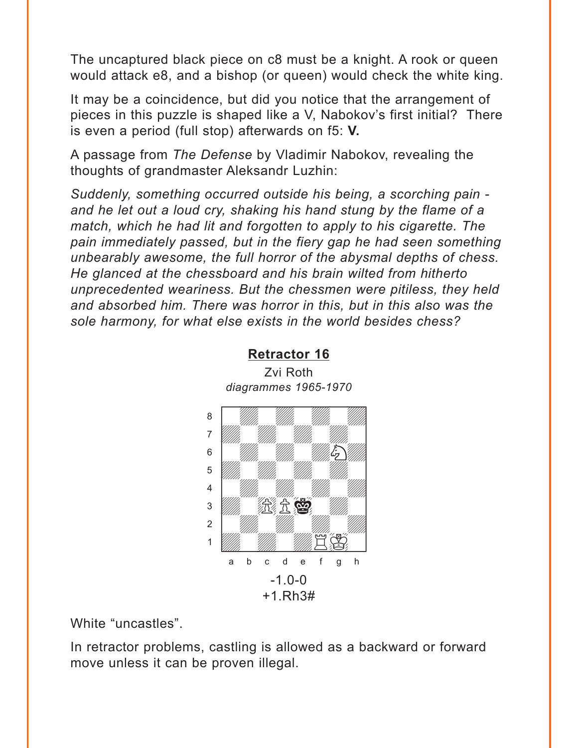The uncaptured black piece on c8 must be a knight. A rook or queen would attack e8, and a bishop (or queen) would check the white king.

It may be a coincidence, but did you notice that the arrangement of pieces in this puzzle is shaped like a V, Nabokov's first initial? There is even a period (full stop) afterwards on f5: **V.**

A passage from *The Defense* by Vladimir Nabokov, revealing the thoughts of grandmaster Aleksandr Luzhin:

*Suddenly, something occurred outside his being, a scorching pain - and he let out a loud cry, shaking his hand stung by the flame of a match, which he had lit and forgotten to apply to his cigarette. The pain immediately passed, but in the fiery gap he had seen something unbearably awesome, the full horror of the abysmal depths of chess. He glanced at the chessboard and his brain wilted from hitherto unprecedented weariness. But the chessmen were pitiless, they held and absorbed him. There was horror in this, but in this also was the sole harmony, for what else exists in the world besides chess?*

## Retractor 16

Zvi Roth

*diagrammes 1965-1970*

-1.0-0

+1.Rh3#

White "uncastles".

In retractor problems, castling is allowed as a backward or forward move unless it can be proven illegal.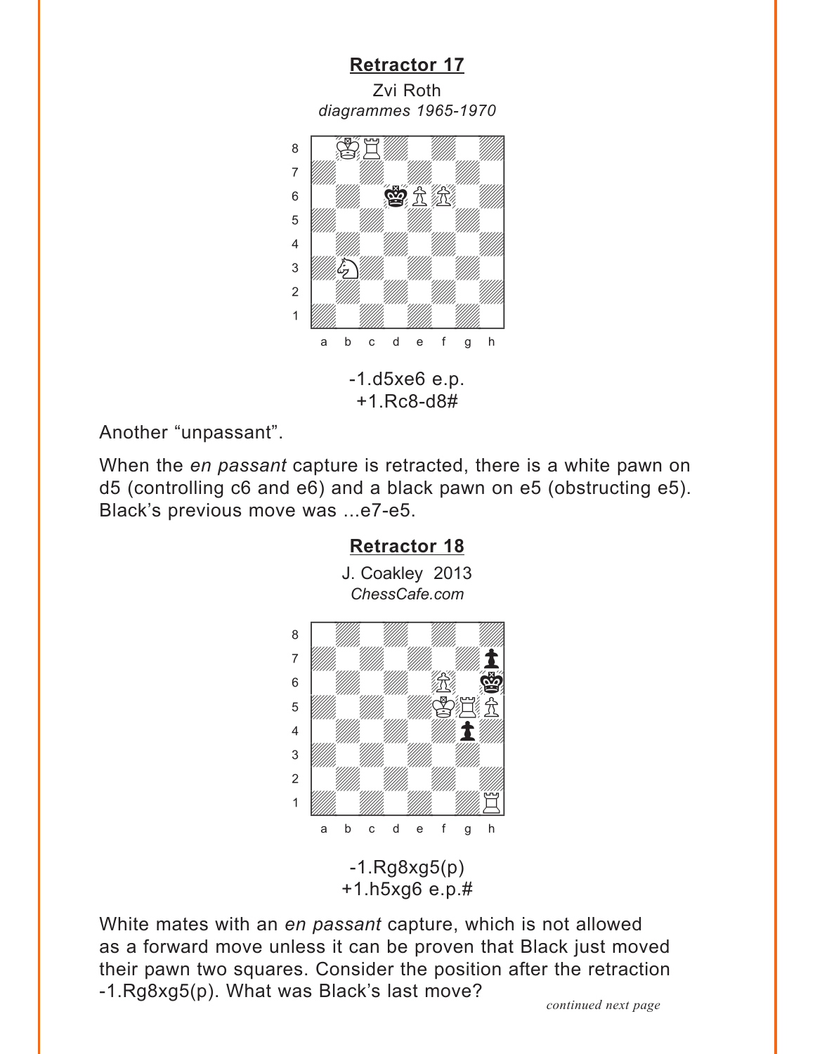**Retractor 17**

Zvi Roth
*diagrammes 1965-1970*

-1.d5xe6 e.p.
+1.Rc8-d8#

Another “unpassant”.

When the *en passant* capture is retracted, there is a white pawn on d5 (controlling c6 and e6) and a black pawn on e5 (obstructing e5). Black’s previous move was ...e7-e5.

**Retractor 18**

J. Coakley 2013
*ChessCafe.com*

-1.Rg8xg5(p)
+1.h5xg6 e.p.#

White mates with an *en passant* capture, which is not allowed as a forward move unless it can be proven that Black just moved their pawn two squares. Consider the position after the retraction -1.Rg8xg5(p). What was Black’s last move?

*continued next page*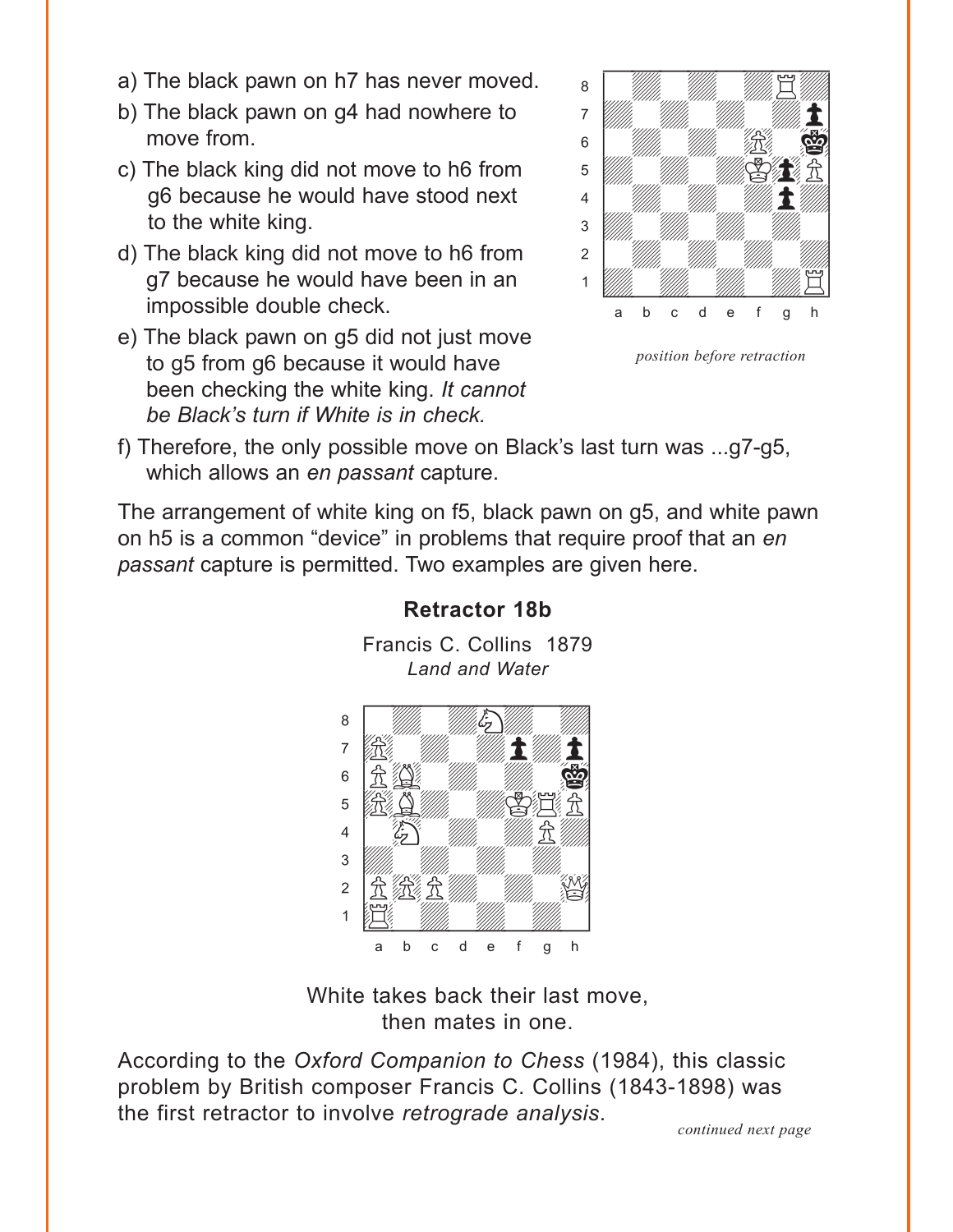a) The black pawn on h7 has never moved.

b) The black pawn on g4 had nowhere to move from.

c) The black king did not move to h6 from g6 because he would have stood next to the white king.

d) The black king did not move to h6 from g7 because he would have been in an impossible double check.

e) The black pawn on g5 did not just move to g5 from g6 because it would have been checking the white king. *It cannot be Black's turn if White is in check.*

*position before retraction*

f) Therefore, the only possible move on Black's last turn was ...g7-g5, which allows an *en passant* capture.

The arrangement of white king on f5, black pawn on g5, and white pawn on h5 is a common "device" in problems that require proof that an *en passant* capture is permitted. Two examples are given here.

**Retractor 18b**

Francis C. Collins 1879
*Land and Water*

White takes back their last move, then mates in one.

According to the *Oxford Companion to Chess* (1984), this classic problem by British composer Francis C. Collins (1843-1898) was the first retractor to involve *retrograde analysis*.

*continued next page*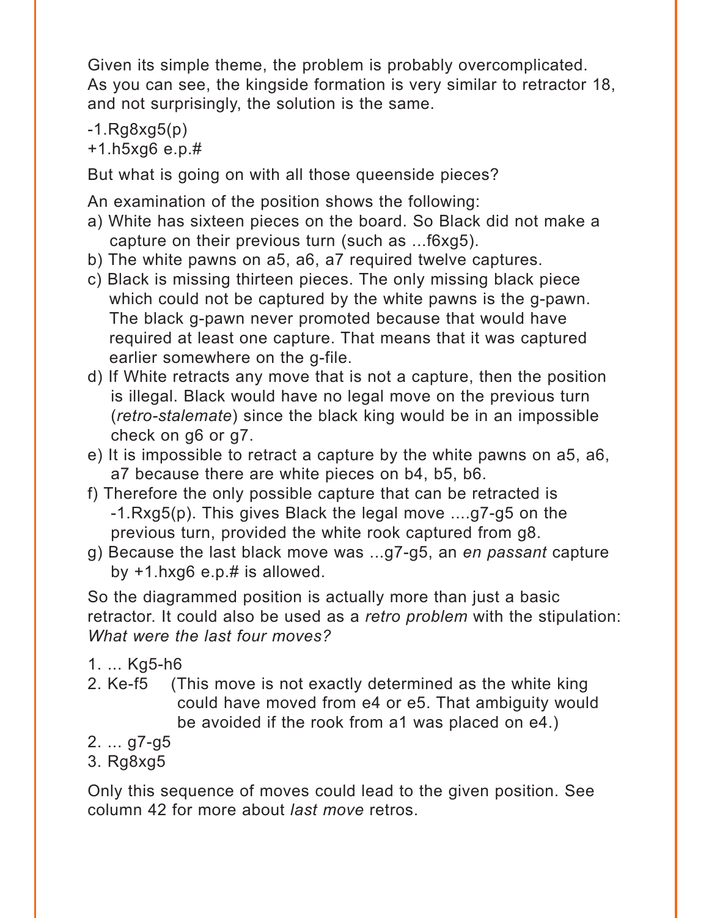Given its simple theme, the problem is probably overcomplicated. As you can see, the kingside formation is very similar to retractor 18, and not surprisingly, the solution is the same.

-1.Rg8xg5(p)
+1.h5xg6 e.p.#

But what is going on with all those queenside pieces?

An examination of the position shows the following:

a) White has sixteen pieces on the board. So Black did not make a capture on their previous turn (such as ...f6xg5).
b) The white pawns on a5, a6, a7 required twelve captures.
c) Black is missing thirteen pieces. The only missing black piece which could not be captured by the white pawns is the g-pawn. The black g-pawn never promoted because that would have required at least one capture. That means that it was captured earlier somewhere on the g-file.
d) If White retracts any move that is not a capture, then the position is illegal. Black would have no legal move on the previous turn (*retro-stalemate*) since the black king would be in an impossible check on g6 or g7.
e) It is impossible to retract a capture by the white pawns on a5, a6, a7 because there are white pieces on b4, b5, b6.
f) Therefore the only possible capture that can be retracted is -1.Rxg5(p). This gives Black the legal move ....g7-g5 on the previous turn, provided the white rook captured from g8.
g) Because the last black move was ...g7-g5, an *en passant* capture by +1.hxg6 e.p.# is allowed.

So the diagrammed position is actually more than just a basic retractor. It could also be used as a *retro problem* with the stipulation: *What were the last four moves?*

1. ... Kg5-h6
2. Ke-f5 (This move is not exactly determined as the white king could have moved from e4 or e5. That ambiguity would be avoided if the rook from a1 was placed on e4.)
2. ... g7-g5
3. Rg8xg5

Only this sequence of moves could lead to the given position. See column 42 for more about *last move* retros.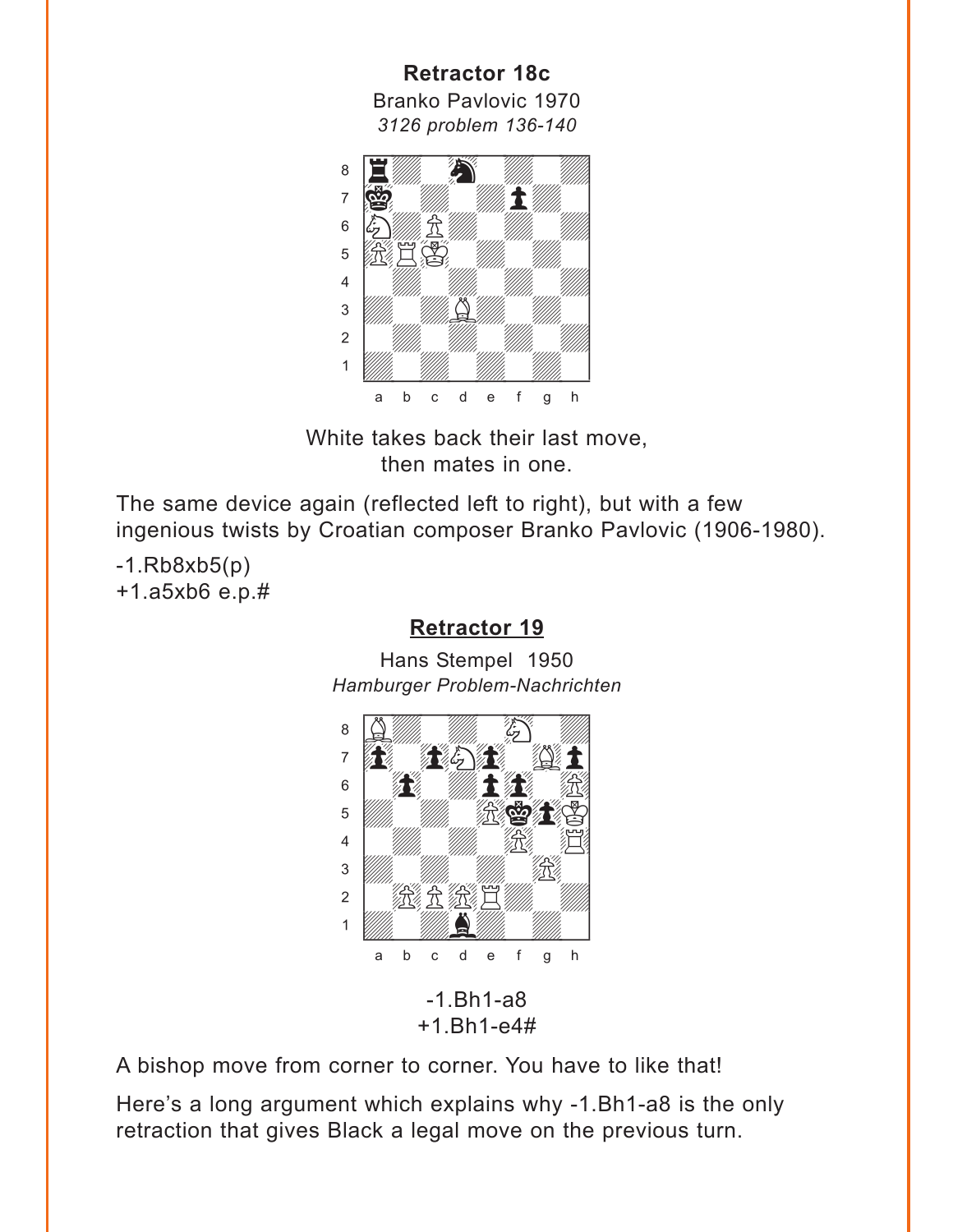**Retractor 18c**

Branko Pavlovic 1970

*3126 problem 136-140*

White takes back their last move, then mates in one.

The same device again (reflected left to right), but with a few ingenious twists by Croatian composer Branko Pavlovic (1906-1980).

-1.Rb8xb5(p)
+1.a5xb6 e.p.#

**Retractor 19**

Hans Stempel 1950

*Hamburger Problem-Nachrichten*

-1.Bh1-a8
+1.Bh1-e4#

A bishop move from corner to corner. You have to like that!

Here's a long argument which explains why -1.Bh1-a8 is the only retraction that gives Black a legal move on the previous turn.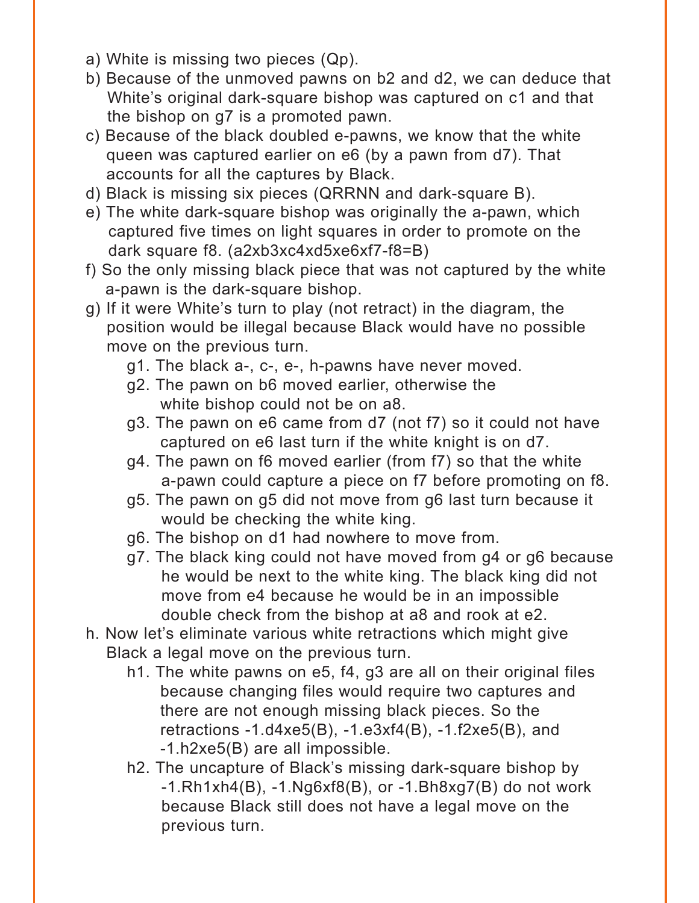a) White is missing two pieces (Qp).

b) Because of the unmoved pawns on b2 and d2, we can deduce that White's original dark-square bishop was captured on c1 and that the bishop on g7 is a promoted pawn.

c) Because of the black doubled e-pawns, we know that the white queen was captured earlier on e6 (by a pawn from d7). That accounts for all the captures by Black.

d) Black is missing six pieces (QRRNN and dark-square B).

e) The white dark-square bishop was originally the a-pawn, which captured five times on light squares in order to promote on the dark square f8. (a2xb3xc4xd5xe6xf7-f8=B)

f) So the only missing black piece that was not captured by the white a-pawn is the dark-square bishop.

g) If it were White's turn to play (not retract) in the diagram, the position would be illegal because Black would have no possible move on the previous turn.

   g1. The black a-, c-, e-, h-pawns have never moved.

   g2. The pawn on b6 moved earlier, otherwise the white bishop could not be on a8.

   g3. The pawn on e6 came from d7 (not f7) so it could not have captured on e6 last turn if the white knight is on d7.

   g4. The pawn on f6 moved earlier (from f7) so that the white a-pawn could capture a piece on f7 before promoting on f8.

   g5. The pawn on g5 did not move from g6 last turn because it would be checking the white king.

   g6. The bishop on d1 had nowhere to move from.

   g7. The black king could not have moved from g4 or g6 because he would be next to the white king. The black king did not move from e4 because he would be in an impossible double check from the bishop at a8 and rook at e2.

h. Now let's eliminate various white retractions which might give Black a legal move on the previous turn.

   h1. The white pawns on e5, f4, g3 are all on their original files because changing files would require two captures and there are not enough missing black pieces. So the retractions -1.d4xe5(B), -1.e3xf4(B), -1.f2xe5(B), and -1.h2xe5(B) are all impossible.

   h2. The uncapture of Black's missing dark-square bishop by -1.Rh1xh4(B), -1.Ng6xf8(B), or -1.Bh8xg7(B) do not work because Black still does not have a legal move on the previous turn.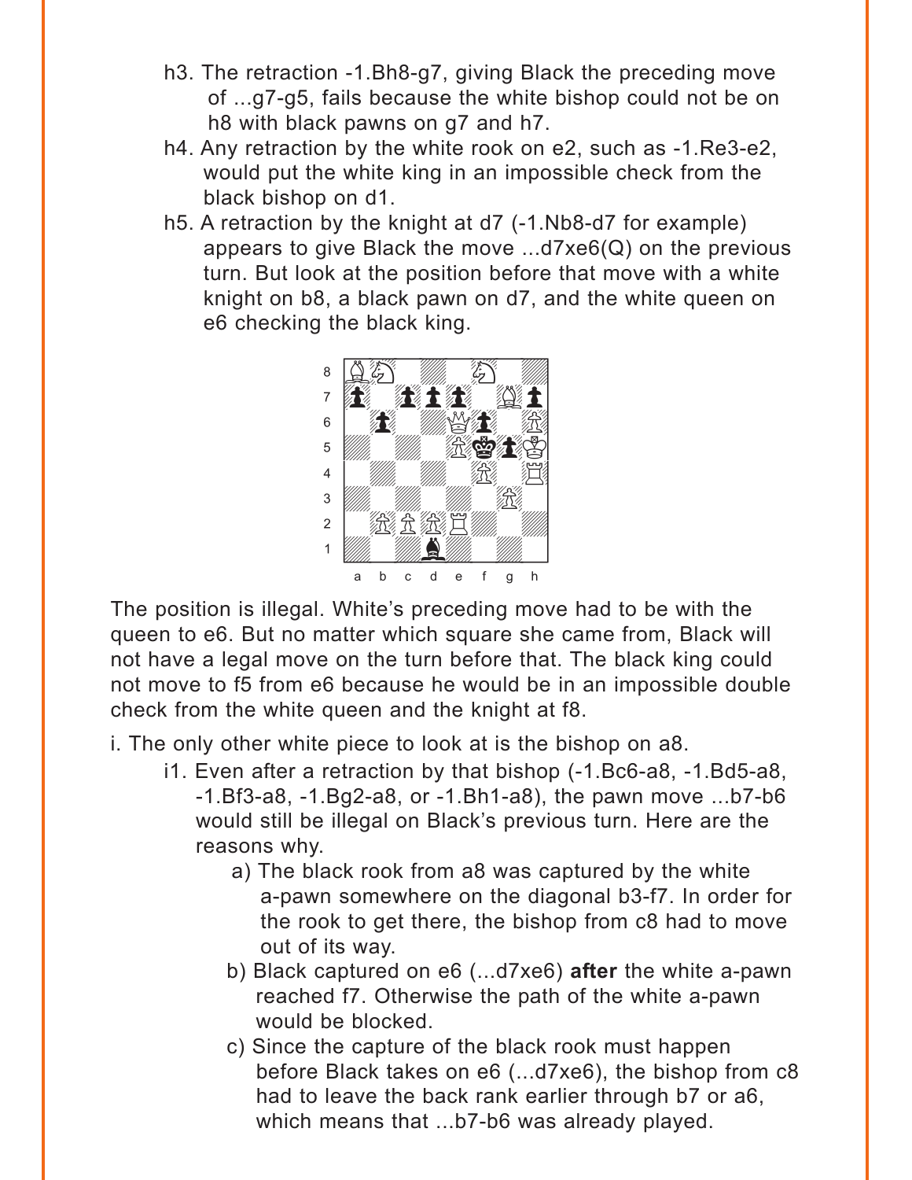h3. The retraction -1.Bh8-g7, giving Black the preceding move of ...g7-g5, fails because the white bishop could not be on h8 with black pawns on g7 and h7.

h4. Any retraction by the white rook on e2, such as -1.Re3-e2, would put the white king in an impossible check from the black bishop on d1.

h5. A retraction by the knight at d7 (-1.Nb8-d7 for example) appears to give Black the move ...d7xe6(Q) on the previous turn. But look at the position before that move with a white knight on b8, a black pawn on d7, and the white queen on e6 checking the black king.

The position is illegal. White's preceding move had to be with the queen to e6. But no matter which square she came from, Black will not have a legal move on the turn before that. The black king could not move to f5 from e6 because he would be in an impossible double check from the white queen and the knight at f8.

i. The only other white piece to look at is the bishop on a8.

i1. Even after a retraction by that bishop (-1.Bc6-a8, -1.Bd5-a8, -1.Bf3-a8, -1.Bg2-a8, or -1.Bh1-a8), the pawn move ...b7-b6 would still be illegal on Black's previous turn. Here are the reasons why.

a) The black rook from a8 was captured by the white a-pawn somewhere on the diagonal b3-f7. In order for the rook to get there, the bishop from c8 had to move out of its way.

b) Black captured on e6 (...d7xe6) **after** the white a-pawn reached f7. Otherwise the path of the white a-pawn would be blocked.

c) Since the capture of the black rook must happen before Black takes on e6 (...d7xe6), the bishop from c8 had to leave the back rank earlier through b7 or a6, which means that ...b7-b6 was already played.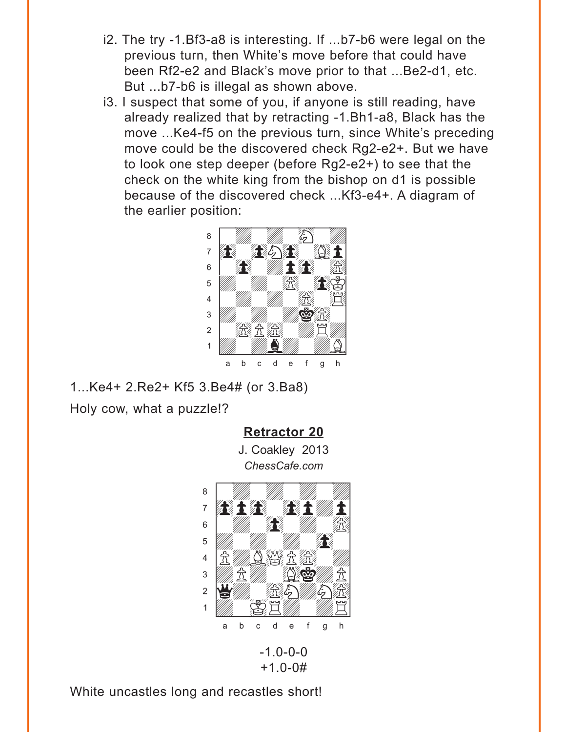i2. The try -1.Bf3-a8 is interesting. If ...b7-b6 were legal on the previous turn, then White's move before that could have been Rf2-e2 and Black's move prior to that ...Be2-d1, etc. But ...b7-b6 is illegal as shown above.

i3. I suspect that some of you, if anyone is still reading, have already realized that by retracting -1.Bh1-a8, Black has the move ...Ke4-f5 on the previous turn, since White's preceding move could be the discovered check Rg2-e2+. But we have to look one step deeper (before Rg2-e2+) to see that the check on the white king from the bishop on d1 is possible because of the discovered check ...Kf3-e4+. A diagram of the earlier position:

1...Ke4+ 2.Re2+ Kf5 3.Be4# (or 3.Ba8)

Holy cow, what a puzzle!?

**Retractor 20**

J. Coakley 2013

*ChessCafe.com*

-1.0-0-0

+1.0-0#

White uncastles long and recastles short!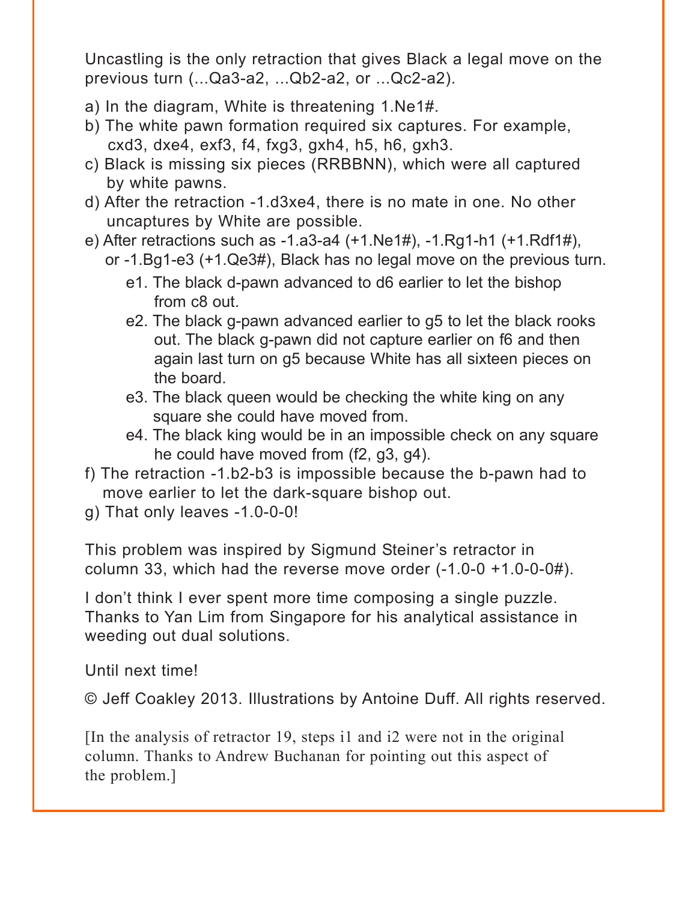Uncastling is the only retraction that gives Black a legal move on the previous turn (...Qa3-a2, ...Qb2-a2, or ...Qc2-a2).

a) In the diagram, White is threatening 1.Ne1#.

b) The white pawn formation required six captures. For example, cxd3, dxe4, exf3, f4, fxg3, gxh4, h5, h6, gxh3.

c) Black is missing six pieces (RRBBNN), which were all captured by white pawns.

d) After the retraction -1.d3xe4, there is no mate in one. No other uncaptures by White are possible.

e) After retractions such as -1.a3-a4 (+1.Ne1#), -1.Rg1-h1 (+1.Rdf1#), or -1.Bg1-e3 (+1.Qe3#), Black has no legal move on the previous turn.

  - e1. The black d-pawn advanced to d6 earlier to let the bishop from c8 out.
  - e2. The black g-pawn advanced earlier to g5 to let the black rooks out. The black g-pawn did not capture earlier on f6 and then again last turn on g5 because White has all sixteen pieces on the board.
  - e3. The black queen would be checking the white king on any square she could have moved from.
  - e4. The black king would be in an impossible check on any square he could have moved from (f2, g3, g4).

f) The retraction -1.b2-b3 is impossible because the b-pawn had to move earlier to let the dark-square bishop out.

g) That only leaves -1.0-0-0!

This problem was inspired by Sigmund Steiner's retractor in column 33, which had the reverse move order (-1.0-0 +1.0-0-0#).

I don't think I ever spent more time composing a single puzzle. Thanks to Yan Lim from Singapore for his analytical assistance in weeding out dual solutions.

Until next time!

© Jeff Coakley 2013. Illustrations by Antoine Duff. All rights reserved.

[In the analysis of retractor 19, steps i1 and i2 were not in the original column. Thanks to Andrew Buchanan for pointing out this aspect of the problem.]